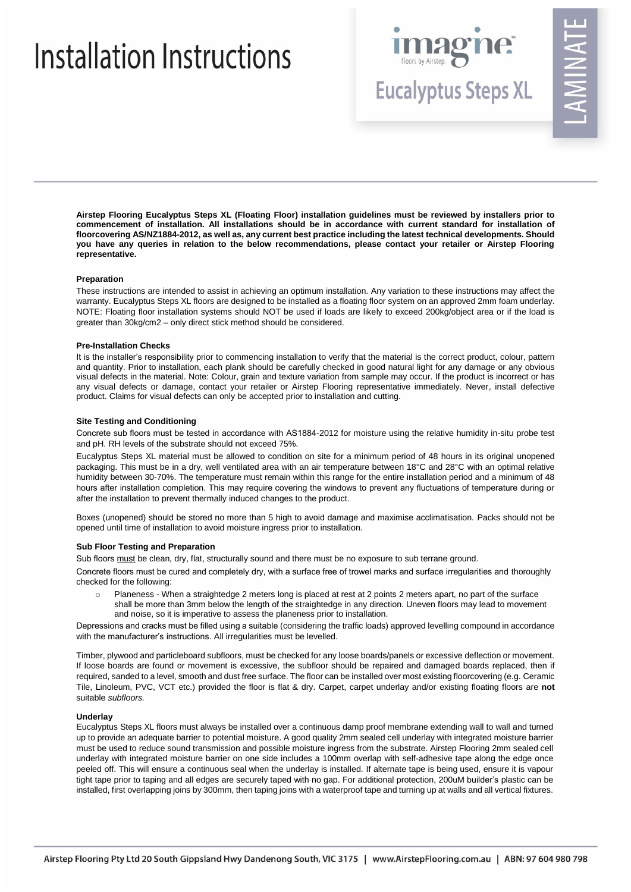# Installation Instructions

imagine floors by Airstep.

## Eucalyptus Steps XL

LAMINATE

**Airstep Flooring Eucalyptus Steps XL (Floating Floor) installation guidelines must be reviewed by installers prior to commencement of installation. All installations should be in accordance with current standard for installation of floorcovering AS/NZ1884-2012, as well as, any current best practice including the latest technical developments. Should you have any queries in relation to the below recommendations, please contact your retailer or Airstep Flooring representative.**

### Preparation

These instructions are intended to assist in achieving an optimum installation. Any variation to these instructions may affect the warranty. Eucalyptus Steps XL floors are designed to be installed as a floating floor system on an approved 2mm foam underlay. NOTE: Floating floor installation systems should NOT be used if loads are likely to exceed 200kg/object area or if the load is greater than 30kg/cm2 – only direct stick method should be considered.

### Pre-Installation Checks

It is the installer's responsibility prior to commencing installation to verify that the material is the correct product, colour, pattern and quantity. Prior to installation, each plank should be carefully checked in good natural light for any damage or any obvious visual defects in the material. Note: Colour, grain and texture variation from sample may occur. If the product is incorrect or has any visual defects or damage, contact your retailer or Airstep Flooring representative immediately. Never, install defective product. Claims for visual defects can only be accepted prior to installation and cutting.

### Site Testing and Conditioning

Concrete sub floors must be tested in accordance with AS1884-2012 for moisture using the relative humidity in-situ probe test and pH. RH levels of the substrate should not exceed 75%.

Eucalyptus Steps XL material must be allowed to condition on site for a minimum period of 48 hours in its original unopened packaging. This must be in a dry, well ventilated area with an air temperature between 18°C and 28°C with an optimal relative humidity between 30-70%. The temperature must remain within this range for the entire installation period and a minimum of 48 hours after installation completion. This may require covering the windows to prevent any fluctuations of temperature during or after the installation to prevent thermally induced changes to the product.

Boxes (unopened) should be stored no more than 5 high to avoid damage and maximise acclimatisation. Packs should not be opened until time of installation to avoid moisture ingress prior to installation.

### Sub Floor Testing and Preparation

Sub floors must be clean, dry, flat, structurally sound and there must be no exposure to sub terrane ground.

Concrete floors must be cured and completely dry, with a surface free of trowel marks and surface irregularities and thoroughly checked for the following:

- Planeness - When a straightedge 2 meters long is placed at rest at 2 points 2 meters apart, no part of the surface shall be more than 3mm below the length of the straightedge in any direction. Uneven floors may lead to movement and noise, so it is imperative to assess the planeness prior to installation.

Depressions and cracks must be filled using a suitable (considering the traffic loads) approved levelling compound in accordance with the manufacturer's instructions. All irregularities must be levelled.

Timber, plywood and particleboard subfloors, must be checked for any loose boards/panels or excessive deflection or movement. If loose boards are found or movement is excessive, the subfloor should be repaired and damaged boards replaced, then if required, sanded to a level, smooth and dust free surface. The floor can be installed over most existing floorcovering (e.g. Ceramic Tile, Linoleum, PVC, VCT etc.) provided the floor is flat & dry. Carpet, carpet underlay and/or existing floating floors are **not** suitable *subfloors.*

### Underlay

Eucalyptus Steps XL floors must always be installed over a continuous damp proof membrane extending wall to wall and turned up to provide an adequate barrier to potential moisture. A good quality 2mm sealed cell underlay with integrated moisture barrier must be used to reduce sound transmission and possible moisture ingress from the substrate. Airstep Flooring 2mm sealed cell underlay with integrated moisture barrier on one side includes a 100mm overlap with self-adhesive tape along the edge once peeled off. This will ensure a continuous seal when the underlay is installed. If alternate tape is being used, ensure it is vapour tight tape prior to taping and all edges are securely taped with no gap. For additional protection, 200uM builder's plastic can be installed, first overlapping joins by 300mm, then taping joins with a waterproof tape and turning up at walls and all vertical fixtures.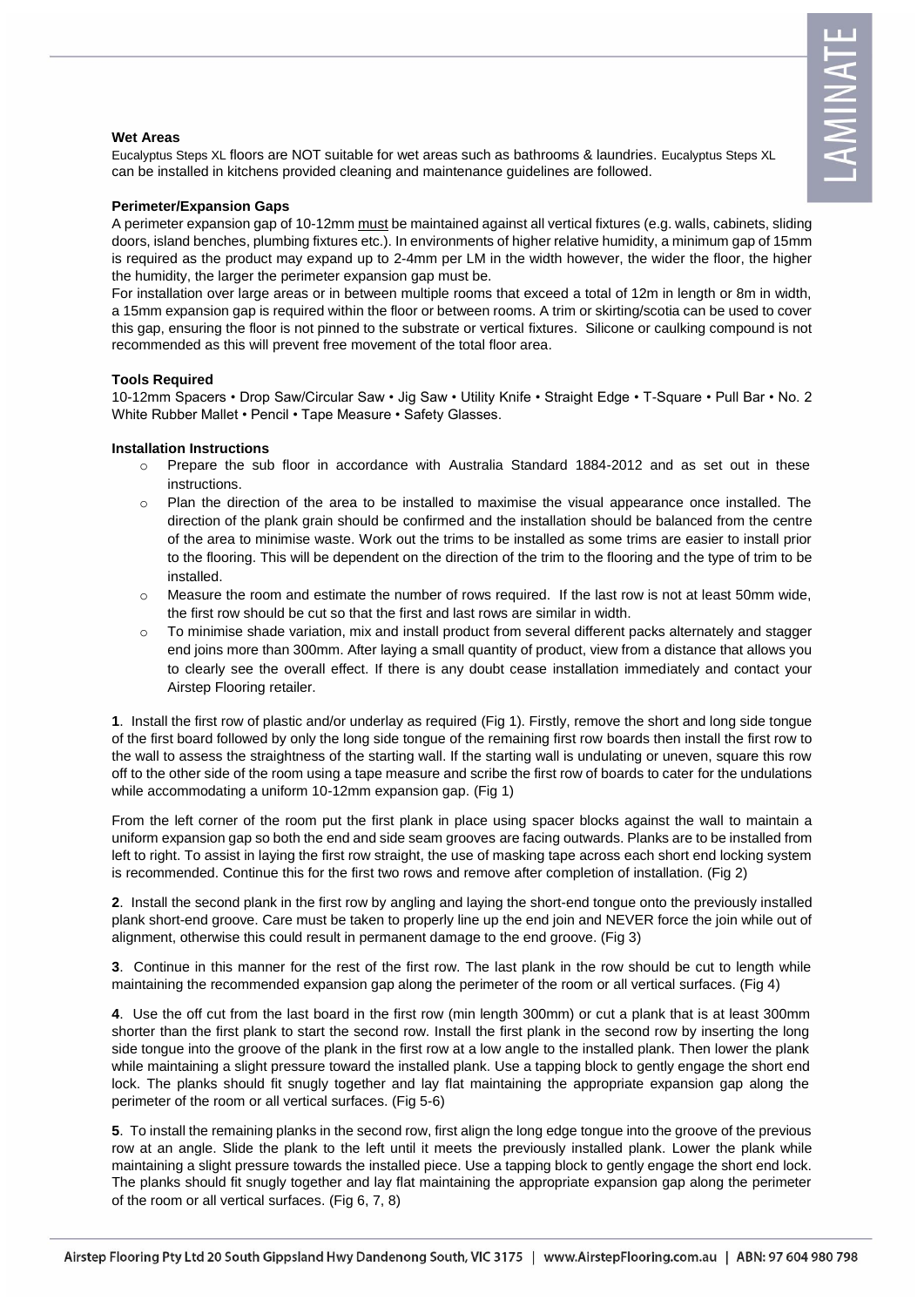**Wet Areas**

Eucalyptus Steps XL floors are NOT suitable for wet areas such as bathrooms & laundries. Eucalyptus Steps XL can be installed in kitchens provided cleaning and maintenance guidelines are followed.

**Perimeter/Expansion Gaps**

A perimeter expansion gap of 10-12mm must be maintained against all vertical fixtures (e.g. walls, cabinets, sliding doors, island benches, plumbing fixtures etc.). In environments of higher relative humidity, a minimum gap of 15mm is required as the product may expand up to 2-4mm per LM in the width however, the wider the floor, the higher the humidity, the larger the perimeter expansion gap must be.

For installation over large areas or in between multiple rooms that exceed a total of 12m in length or 8m in width, a 15mm expansion gap is required within the floor or between rooms. A trim or skirting/scotia can be used to cover this gap, ensuring the floor is not pinned to the substrate or vertical fixtures. Silicone or caulking compound is not recommended as this will prevent free movement of the total floor area.

**Tools Required**

10-12mm Spacers • Drop Saw/Circular Saw • Jig Saw • Utility Knife • Straight Edge • T-Square • Pull Bar • No. 2 White Rubber Mallet • Pencil • Tape Measure • Safety Glasses.

**Installation Instructions**

- Prepare the sub floor in accordance with Australia Standard 1884-2012 and as set out in these instructions.
- Plan the direction of the area to be installed to maximise the visual appearance once installed. The direction of the plank grain should be confirmed and the installation should be balanced from the centre of the area to minimise waste. Work out the trims to be installed as some trims are easier to install prior to the flooring. This will be dependent on the direction of the trim to the flooring and the type of trim to be installed.
- Measure the room and estimate the number of rows required. If the last row is not at least 50mm wide, the first row should be cut so that the first and last rows are similar in width.
- To minimise shade variation, mix and install product from several different packs alternately and stagger end joins more than 300mm. After laying a small quantity of product, view from a distance that allows you to clearly see the overall effect. If there is any doubt cease installation immediately and contact your Airstep Flooring retailer.

**1**. Install the first row of plastic and/or underlay as required (Fig 1). Firstly, remove the short and long side tongue of the first board followed by only the long side tongue of the remaining first row boards then install the first row to the wall to assess the straightness of the starting wall. If the starting wall is undulating or uneven, square this row off to the other side of the room using a tape measure and scribe the first row of boards to cater for the undulations while accommodating a uniform 10-12mm expansion gap. (Fig 1)

From the left corner of the room put the first plank in place using spacer blocks against the wall to maintain a uniform expansion gap so both the end and side seam grooves are facing outwards. Planks are to be installed from left to right. To assist in laying the first row straight, the use of masking tape across each short end locking system is recommended. Continue this for the first two rows and remove after completion of installation. (Fig 2)

**2**. Install the second plank in the first row by angling and laying the short-end tongue onto the previously installed plank short-end groove. Care must be taken to properly line up the end join and NEVER force the join while out of alignment, otherwise this could result in permanent damage to the end groove. (Fig 3)

**3**. Continue in this manner for the rest of the first row. The last plank in the row should be cut to length while maintaining the recommended expansion gap along the perimeter of the room or all vertical surfaces. (Fig 4)

**4**. Use the off cut from the last board in the first row (min length 300mm) or cut a plank that is at least 300mm shorter than the first plank to start the second row. Install the first plank in the second row by inserting the long side tongue into the groove of the plank in the first row at a low angle to the installed plank. Then lower the plank while maintaining a slight pressure toward the installed plank. Use a tapping block to gently engage the short end lock. The planks should fit snugly together and lay flat maintaining the appropriate expansion gap along the perimeter of the room or all vertical surfaces. (Fig 5-6)

**5**. To install the remaining planks in the second row, first align the long edge tongue into the groove of the previous row at an angle. Slide the plank to the left until it meets the previously installed plank. Lower the plank while maintaining a slight pressure towards the installed piece. Use a tapping block to gently engage the short end lock. The planks should fit snugly together and lay flat maintaining the appropriate expansion gap along the perimeter of the room or all vertical surfaces. (Fig 6, 7, 8)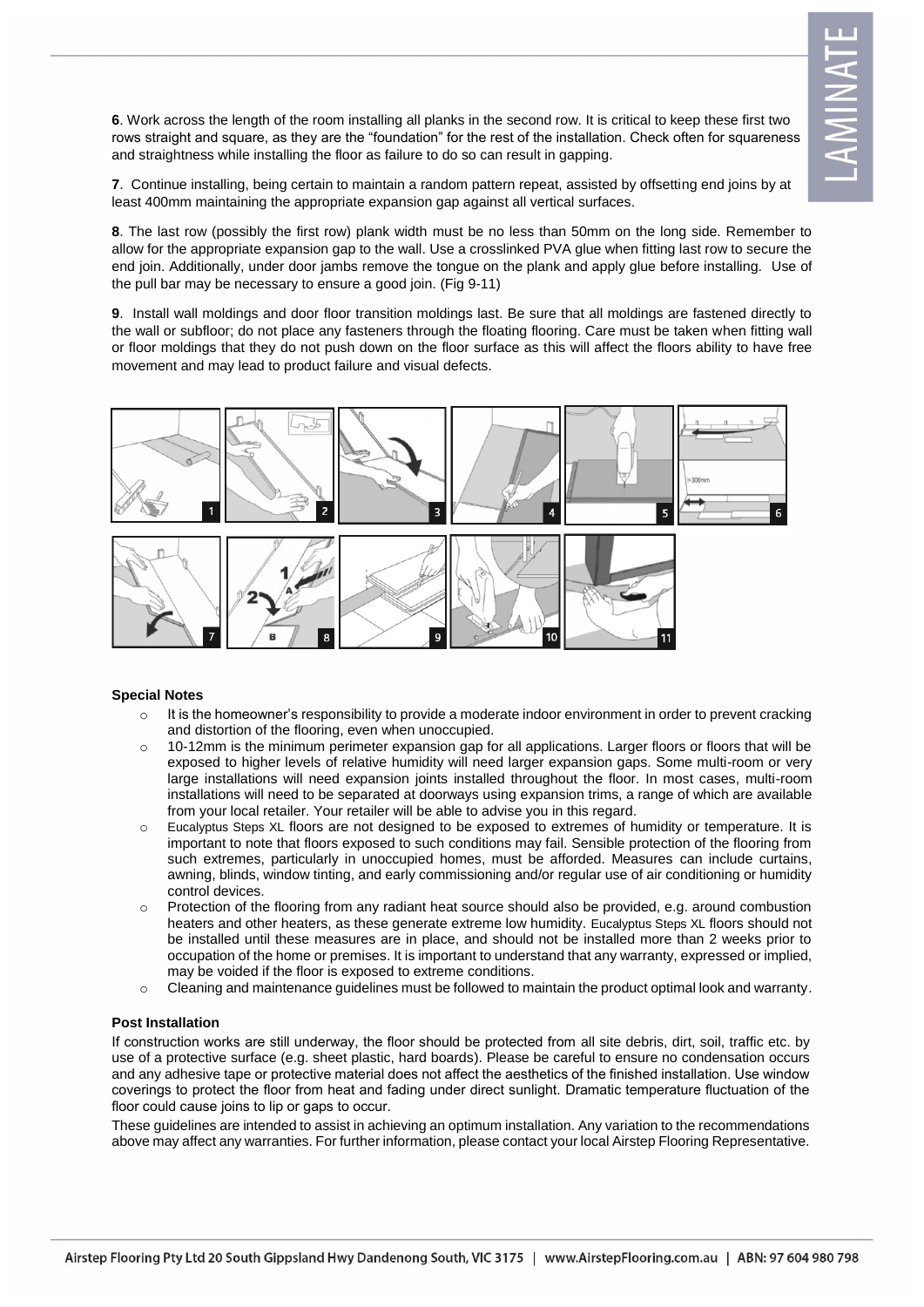**6**. Work across the length of the room installing all planks in the second row. It is critical to keep these first two rows straight and square, as they are the "foundation" for the rest of the installation. Check often for squareness and straightness while installing the floor as failure to do so can result in gapping.

**7**. Continue installing, being certain to maintain a random pattern repeat, assisted by offsetting end joins by at least 400mm maintaining the appropriate expansion gap against all vertical surfaces.

**8**. The last row (possibly the first row) plank width must be no less than 50mm on the long side. Remember to allow for the appropriate expansion gap to the wall. Use a crosslinked PVA glue when fitting last row to secure the end join. Additionally, under door jambs remove the tongue on the plank and apply glue before installing. Use of the pull bar may be necessary to ensure a good join. (Fig 9-11)

**9**. Install wall moldings and door floor transition moldings last. Be sure that all moldings are fastened directly to the wall or subfloor; do not place any fasteners through the floating flooring. Care must be taken when fitting wall or floor moldings that they do not push down on the floor surface as this will affect the floors ability to have free movement and may lead to product failure and visual defects.

1 2 3 4 5 6

>300mm

7 8 9 10 11

1 2 A B

**Special Notes**

- It is the homeowner's responsibility to provide a moderate indoor environment in order to prevent cracking and distortion of the flooring, even when unoccupied.
- 10-12mm is the minimum perimeter expansion gap for all applications. Larger floors or floors that will be exposed to higher levels of relative humidity will need larger expansion gaps. Some multi-room or very large installations will need expansion joints installed throughout the floor. In most cases, multi-room installations will need to be separated at doorways using expansion trims, a range of which are available from your local retailer. Your retailer will be able to advise you in this regard.
- Eucalyptus Steps XL floors are not designed to be exposed to extremes of humidity or temperature. It is important to note that floors exposed to such conditions may fail. Sensible protection of the flooring from such extremes, particularly in unoccupied homes, must be afforded. Measures can include curtains, awning, blinds, window tinting, and early commissioning and/or regular use of air conditioning or humidity control devices.
- Protection of the flooring from any radiant heat source should also be provided, e.g. around combustion heaters and other heaters, as these generate extreme low humidity. Eucalyptus Steps XL floors should not be installed until these measures are in place, and should not be installed more than 2 weeks prior to occupation of the home or premises. It is important to understand that any warranty, expressed or implied, may be voided if the floor is exposed to extreme conditions.
- Cleaning and maintenance guidelines must be followed to maintain the product optimal look and warranty.

**Post Installation**

If construction works are still underway, the floor should be protected from all site debris, dirt, soil, traffic etc. by use of a protective surface (e.g. sheet plastic, hard boards). Please be careful to ensure no condensation occurs and any adhesive tape or protective material does not affect the aesthetics of the finished installation. Use window coverings to protect the floor from heat and fading under direct sunlight. Dramatic temperature fluctuation of the floor could cause joins to lip or gaps to occur.

These guidelines are intended to assist in achieving an optimum installation. Any variation to the recommendations above may affect any warranties. For further information, please contact your local Airstep Flooring Representative.